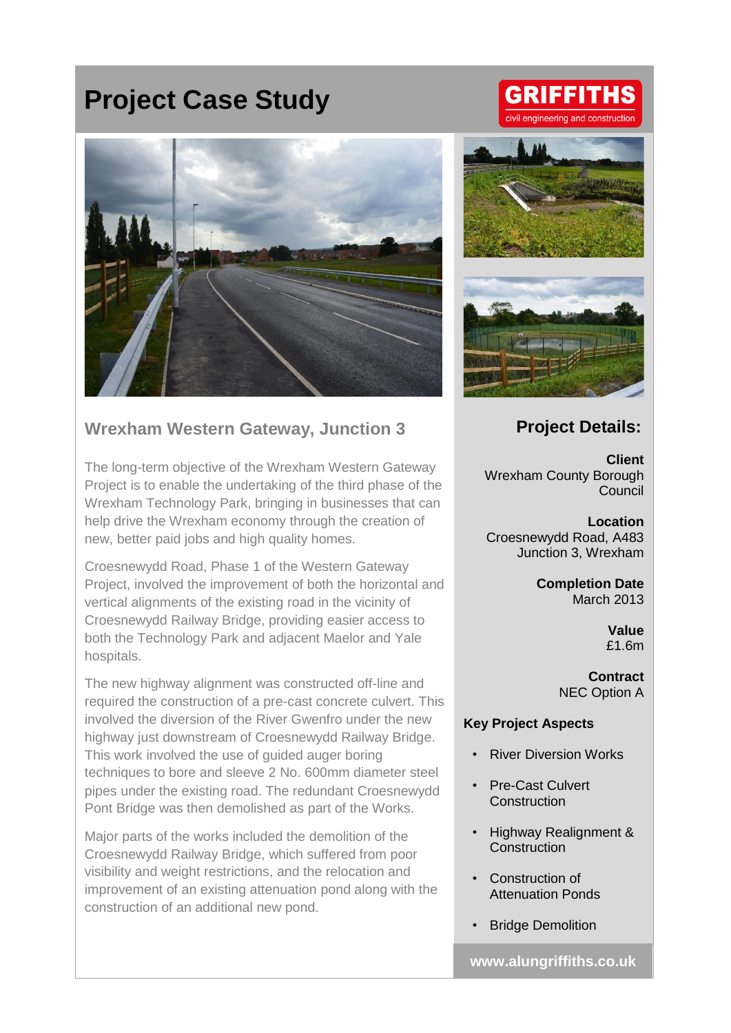# Project Case Study

GRIFFITHS
civil engineering and construction

## Wrexham Western Gateway, Junction 3

The long-term objective of the Wrexham Western Gateway Project is to enable the undertaking of the third phase of the Wrexham Technology Park, bringing in businesses that can help drive the Wrexham economy through the creation of new, better paid jobs and high quality homes.

Croesnewydd Road, Phase 1 of the Western Gateway Project, involved the improvement of both the horizontal and vertical alignments of the existing road in the vicinity of Croesnewydd Railway Bridge, providing easier access to both the Technology Park and adjacent Maelor and Yale hospitals.

The new highway alignment was constructed off-line and required the construction of a pre-cast concrete culvert. This involved the diversion of the River Gwenfro under the new highway just downstream of Croesnewydd Railway Bridge. This work involved the use of guided auger boring techniques to bore and sleeve 2 No. 600mm diameter steel pipes under the existing road. The redundant Croesnewydd Pont Bridge was then demolished as part of the Works.

Major parts of the works included the demolition of the Croesnewydd Railway Bridge, which suffered from poor visibility and weight restrictions, and the relocation and improvement of an existing attenuation pond along with the construction of an additional new pond.

## Project Details:

**Client**
Wrexham County Borough Council

**Location**
Croesnewydd Road, A483 Junction 3, Wrexham

**Completion Date**
March 2013

**Value**
£1.6m

**Contract**
NEC Option A

**Key Project Aspects**

- River Diversion Works
- Pre-Cast Culvert Construction
- Highway Realignment & Construction
- Construction of Attenuation Ponds
- Bridge Demolition

www.alungriffiths.co.uk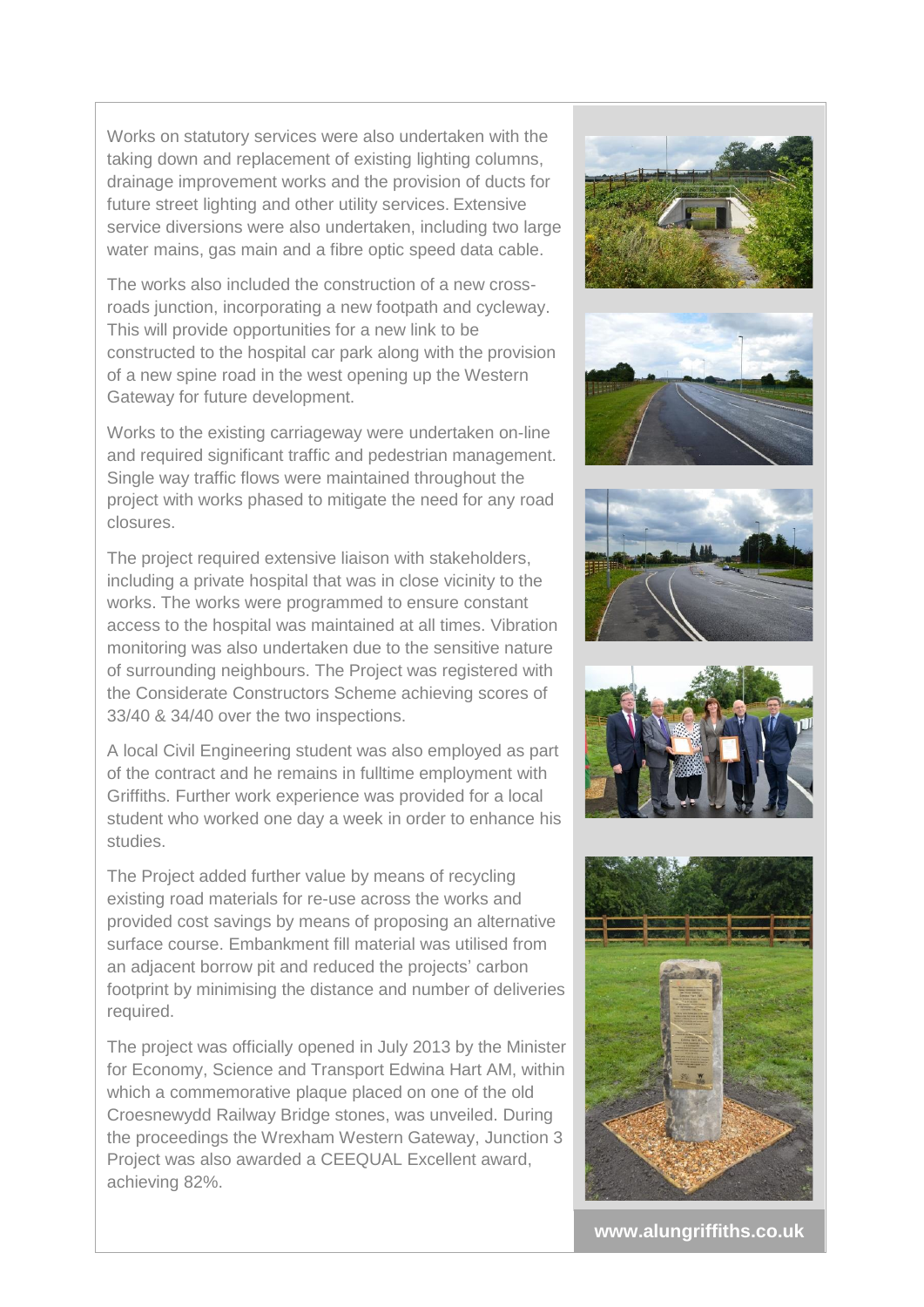Works on statutory services were also undertaken with the taking down and replacement of existing lighting columns, drainage improvement works and the provision of ducts for future street lighting and other utility services. Extensive service diversions were also undertaken, including two large water mains, gas main and a fibre optic speed data cable.

The works also included the construction of a new cross-roads junction, incorporating a new footpath and cycleway. This will provide opportunities for a new link to be constructed to the hospital car park along with the provision of a new spine road in the west opening up the Western Gateway for future development.

Works to the existing carriageway were undertaken on-line and required significant traffic and pedestrian management. Single way traffic flows were maintained throughout the project with works phased to mitigate the need for any road closures.

The project required extensive liaison with stakeholders, including a private hospital that was in close vicinity to the works. The works were programmed to ensure constant access to the hospital was maintained at all times. Vibration monitoring was also undertaken due to the sensitive nature of surrounding neighbours. The Project was registered with the Considerate Constructors Scheme achieving scores of 33/40 & 34/40 over the two inspections.

A local Civil Engineering student was also employed as part of the contract and he remains in fulltime employment with Griffiths. Further work experience was provided for a local student who worked one day a week in order to enhance his studies.

The Project added further value by means of recycling existing road materials for re-use across the works and provided cost savings by means of proposing an alternative surface course. Embankment fill material was utilised from an adjacent borrow pit and reduced the projects' carbon footprint by minimising the distance and number of deliveries required.

The project was officially opened in July 2013 by the Minister for Economy, Science and Transport Edwina Hart AM, within which a commemorative plaque placed on one of the old Croesnewydd Railway Bridge stones, was unveiled. During the proceedings the Wrexham Western Gateway, Junction 3 Project was also awarded a CEEQUAL Excellent award, achieving 82%.

**www.alungriffiths.co.uk**